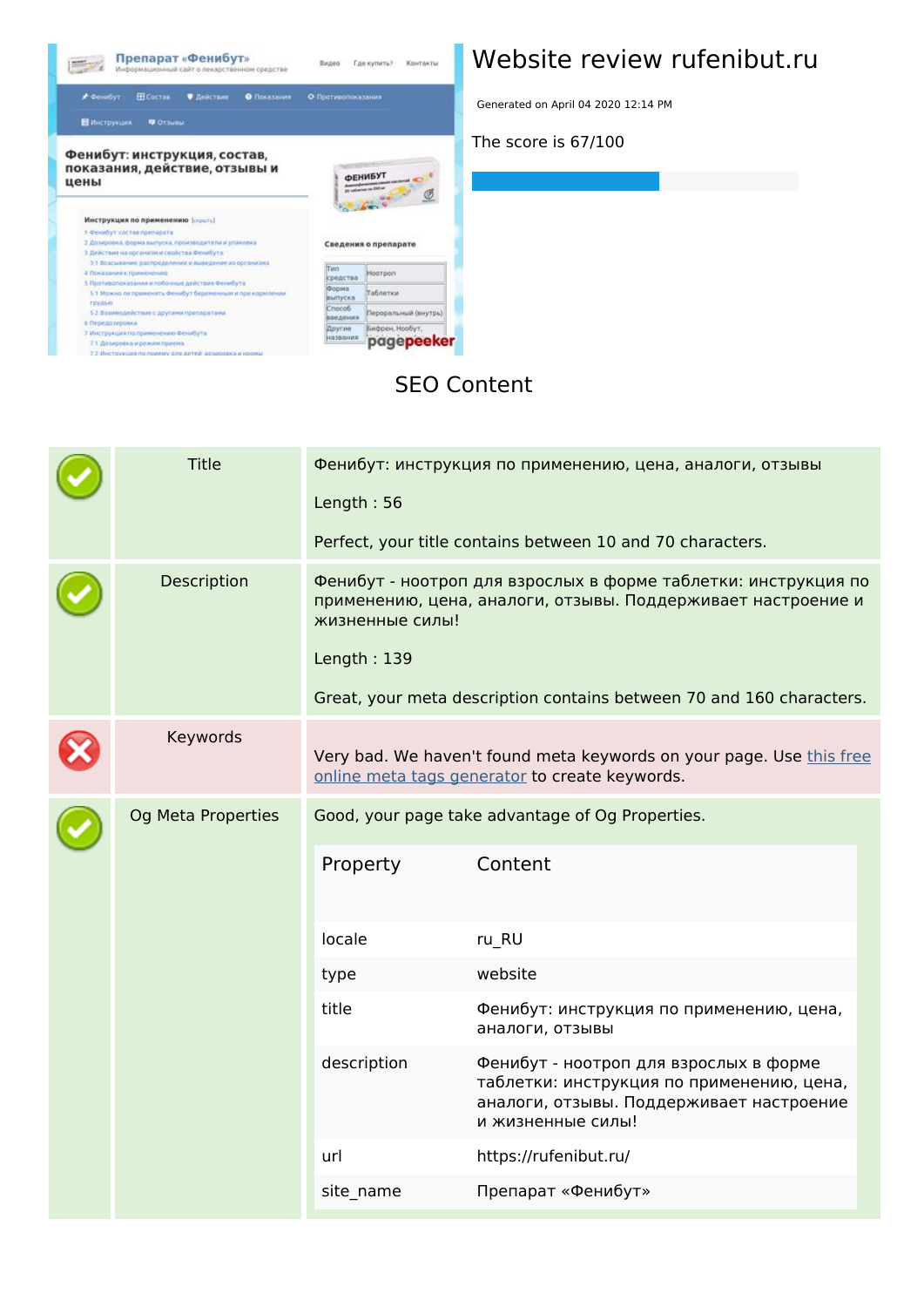# Website review rufenibut.ru

Generated on April 04 2020 12:14 PM

The score is 67/100

## SEO Content

| | | |
|---|---|---|
| Title | Фенибут: инструкция по применению, цена, аналоги, отзывы<br><br>Length : 56<br><br>Perfect, your title contains between 10 and 70 characters. |
| Description | Фенибут - ноотроп для взрослых в форме таблетки: инструкция по применению, цена, аналоги, отзывы. Поддерживает настроение и жизненные силы!<br><br>Length : 139<br><br>Great, your meta description contains between 70 and 160 characters. |
| Keywords | Very bad. We haven't found meta keywords on your page. Use this free online meta tags generator to create keywords. |
| Og Meta Properties | Good, your page take advantage of Og Properties. |

| Property | Content |
|---|---|
| locale | ru_RU |
| type | website |
| title | Фенибут: инструкция по применению, цена, аналоги, отзывы |
| description | Фенибут - ноотроп для взрослых в форме таблетки: инструкция по применению, цена, аналоги, отзывы. Поддерживает настроение и жизненные силы! |
| url | https://rufenibut.ru/ |
| site_name | Препарат «Фенибут» |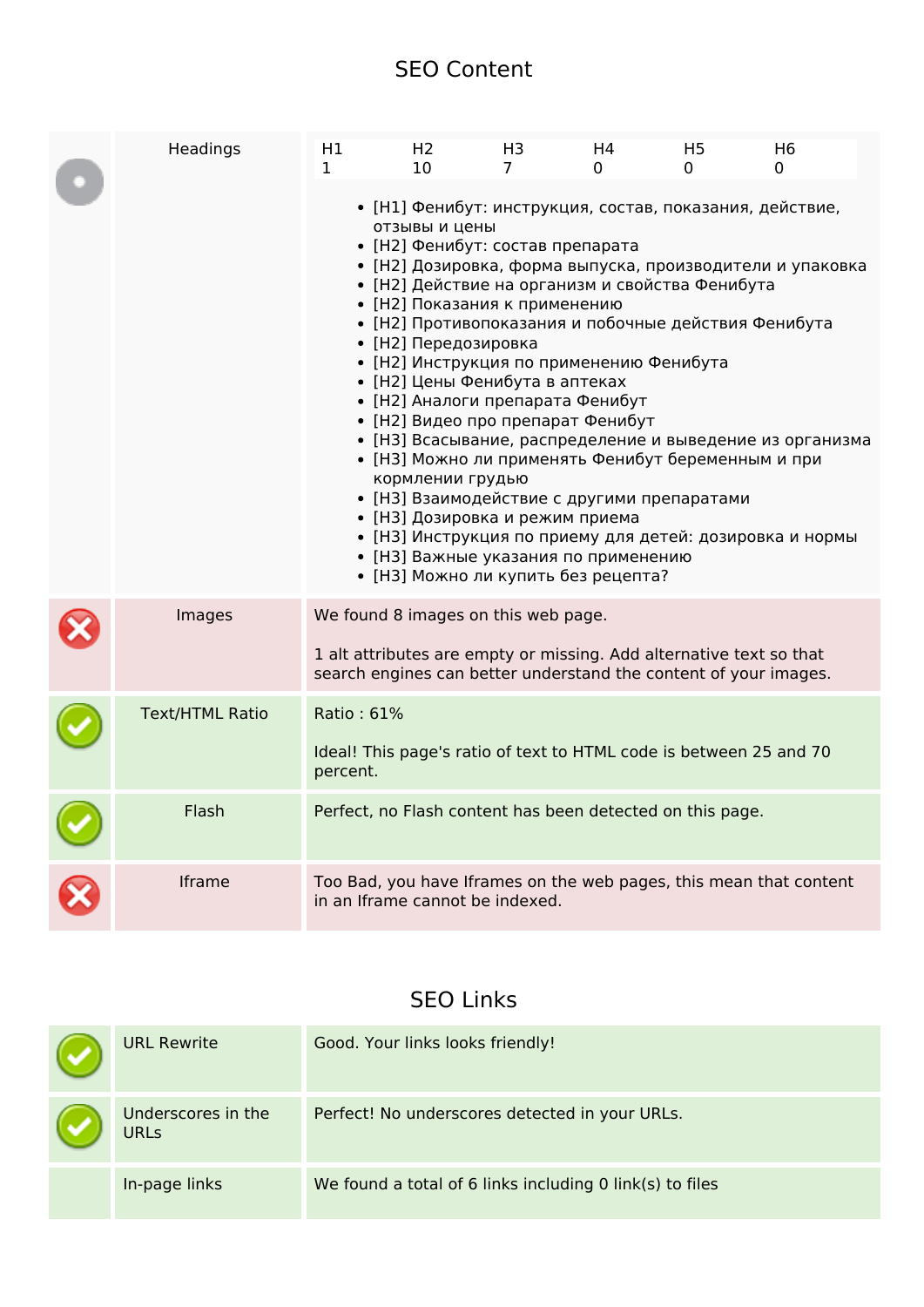## SEO Content

| | | |
|---|---|---|
| | Headings | H1: 1, H2: 10, H3: 7, H4: 0, H5: 0, H6: 0<br>• [H1] Фенибут: инструкция, состав, показания, действие, отзывы и цены<br>• [H2] Фенибут: состав препарата<br>• [H2] Дозировка, форма выпуска, производители и упаковка<br>• [H2] Действие на организм и свойства Фенибута<br>• [H2] Показания к применению<br>• [H2] Противопоказания и побочные действия Фенибута<br>• [H2] Передозировка<br>• [H2] Инструкция по применению Фенибута<br>• [H2] Цены Фенибута в аптеках<br>• [H2] Аналоги препарата Фенибут<br>• [H2] Видео про препарат Фенибут<br>• [H3] Всасывание, распределение и выведение из организма<br>• [H3] Можно ли применять Фенибут беременным и при кормлении грудью<br>• [H3] Взаимодействие с другими препаратами<br>• [H3] Дозировка и режим приема<br>• [H3] Инструкция по приему для детей: дозировка и нормы<br>• [H3] Важные указания по применению<br>• [H3] Можно ли купить без рецепта? |
| ✗ | Images | We found 8 images on this web page.<br><br>1 alt attributes are empty or missing. Add alternative text so that search engines can better understand the content of your images. |
| ✓ | Text/HTML Ratio | Ratio : 61%<br><br>Ideal! This page's ratio of text to HTML code is between 25 and 70 percent. |
| ✓ | Flash | Perfect, no Flash content has been detected on this page. |
| ✗ | Iframe | Too Bad, you have Iframes on the web pages, this mean that content in an Iframe cannot be indexed. |

## SEO Links

| | | |
|---|---|---|
| ✓ | URL Rewrite | Good. Your links looks friendly! |
| ✓ | Underscores in the URLs | Perfect! No underscores detected in your URLs. |
| | In-page links | We found a total of 6 links including 0 link(s) to files |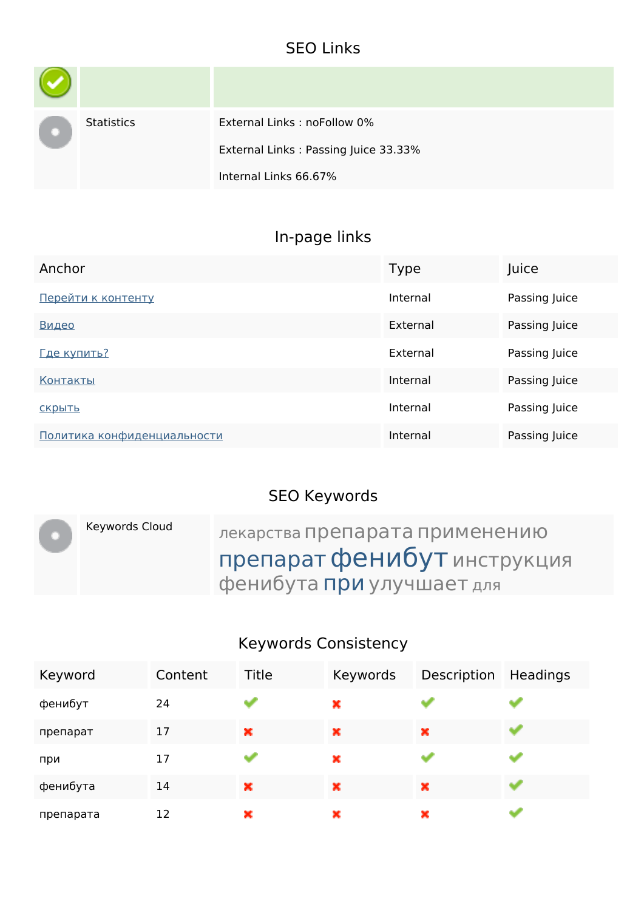## SEO Links

| | | |
|---|---|---|
| | | |
| | Statistics | External Links : noFollow 0%<br><br>External Links : Passing Juice 33.33%<br><br>Internal Links 66.67% |

## In-page links

| Anchor | Type | Juice |
|---|---|---|
| Перейти к контенту | Internal | Passing Juice |
| Видео | External | Passing Juice |
| Где купить? | External | Passing Juice |
| Контакты | Internal | Passing Juice |
| скрыть | Internal | Passing Juice |
| Политика конфиденциальности | Internal | Passing Juice |

## SEO Keywords

| | | |
|---|---|---|
| | Keywords Cloud | лекарства препарата применению препарат фенибут инструкция фенибута при улучшает для |

## Keywords Consistency

| Keyword | Content | Title | Keywords | Description | Headings |
|---|---|---|---|---|---|
| фенибут | 24 | ✔ | ✖ | ✔ | ✔ |
| препарат | 17 | ✖ | ✖ | ✖ | ✔ |
| при | 17 | ✔ | ✖ | ✔ | ✔ |
| фенибута | 14 | ✖ | ✖ | ✖ | ✔ |
| препарата | 12 | ✖ | ✖ | ✖ | ✔ |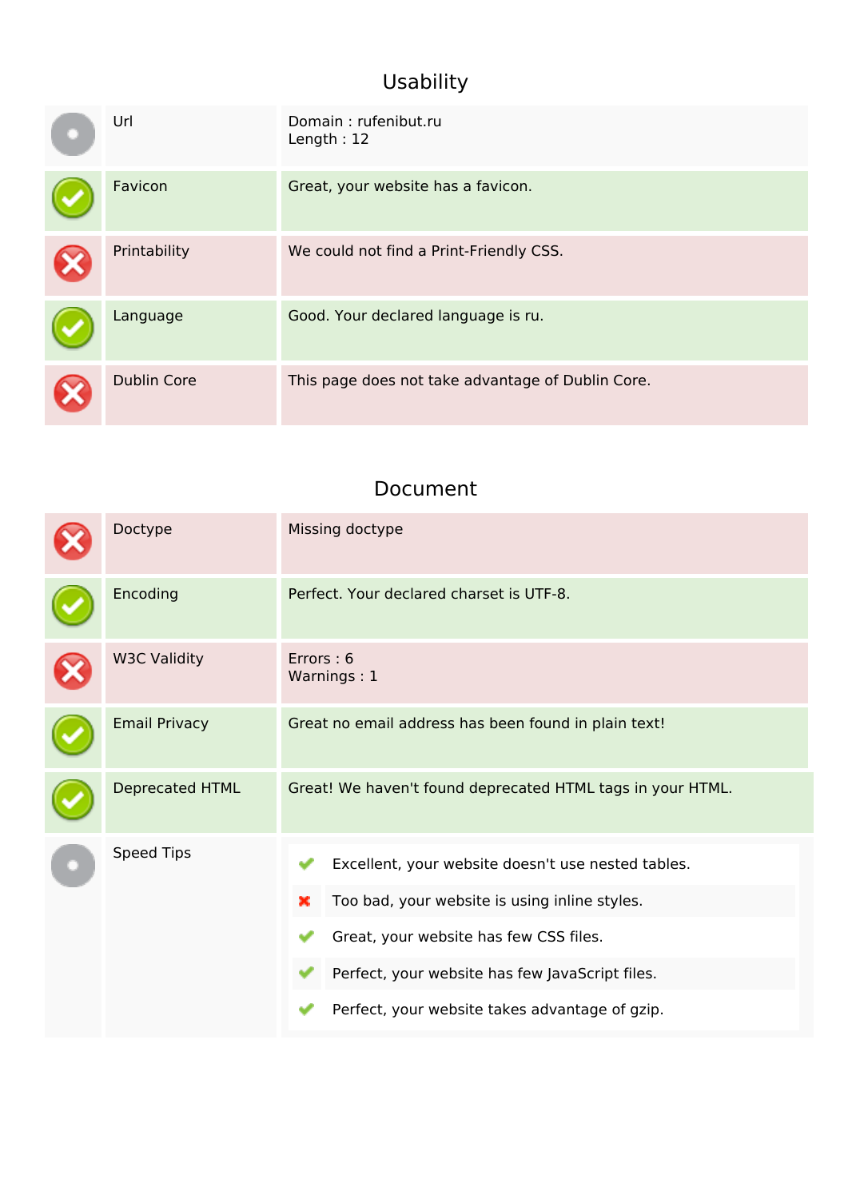## Usability

| | | |
|---|---|---|
| | Url | Domain : rufenibut.ru<br>Length : 12 |
| | Favicon | Great, your website has a favicon. |
| | Printability | We could not find a Print-Friendly CSS. |
| | Language | Good. Your declared language is ru. |
| | Dublin Core | This page does not take advantage of Dublin Core. |

## Document

| | | |
|---|---|---|
| | Doctype | Missing doctype |
| | Encoding | Perfect. Your declared charset is UTF-8. |
| | W3C Validity | Errors : 6<br>Warnings : 1 |
| | Email Privacy | Great no email address has been found in plain text! |
| | Deprecated HTML | Great! We haven't found deprecated HTML tags in your HTML. |
| | Speed Tips | Excellent, your website doesn't use nested tables.<br>Too bad, your website is using inline styles.<br>Great, your website has few CSS files.<br>Perfect, your website has few JavaScript files.<br>Perfect, your website takes advantage of gzip. |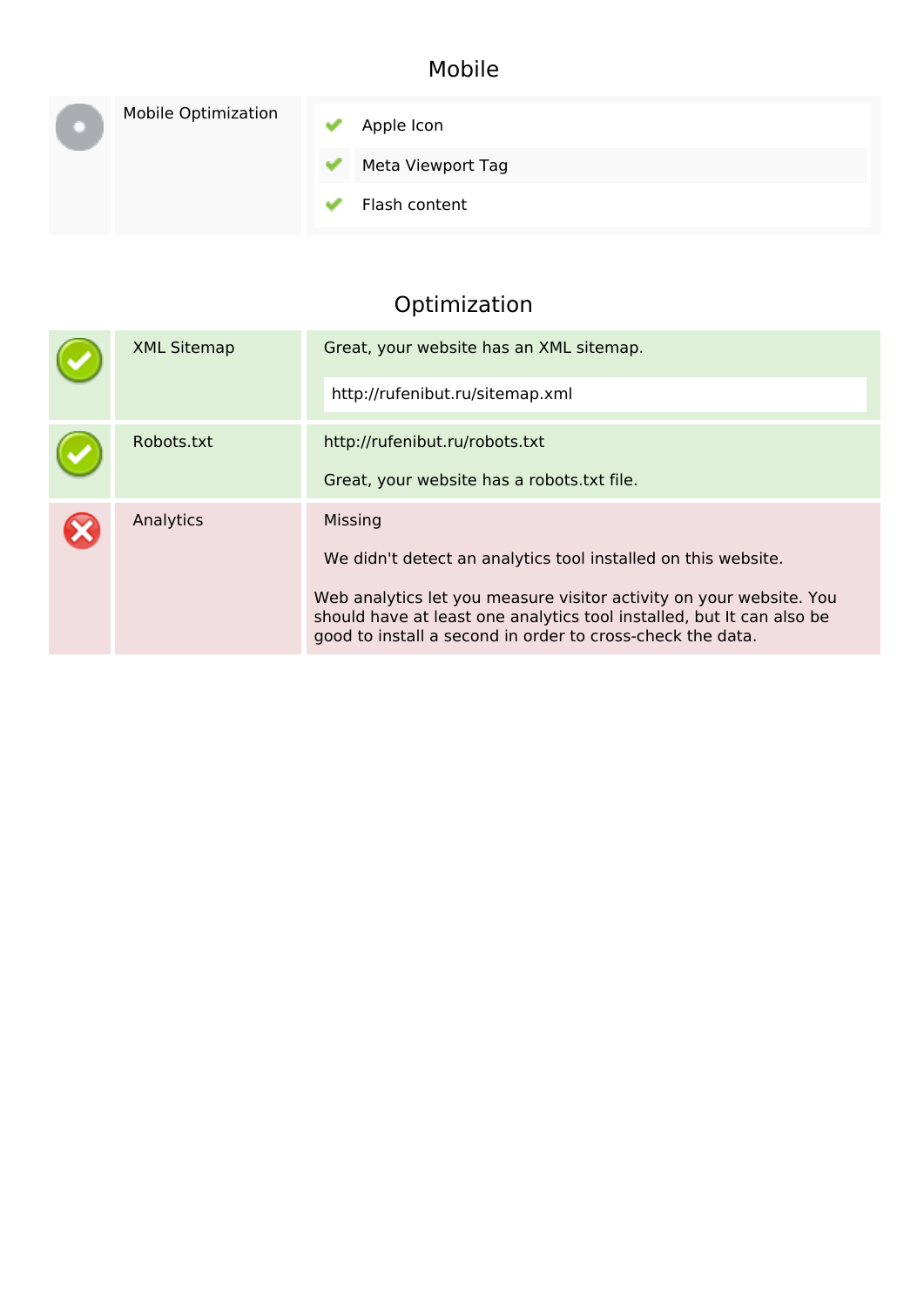## Mobile

| | | |
|---|---|---|
| | Mobile Optimization | Apple Icon<br>Meta Viewport Tag<br>Flash content |

## Optimization

| | | |
|---|---|---|
| | XML Sitemap | Great, your website has an XML sitemap.<br><br>http://rufenibut.ru/sitemap.xml |
| | Robots.txt | http://rufenibut.ru/robots.txt<br><br>Great, your website has a robots.txt file. |
| | Analytics | Missing<br><br>We didn't detect an analytics tool installed on this website.<br><br>Web analytics let you measure visitor activity on your website. You should have at least one analytics tool installed, but It can also be good to install a second in order to cross-check the data. |